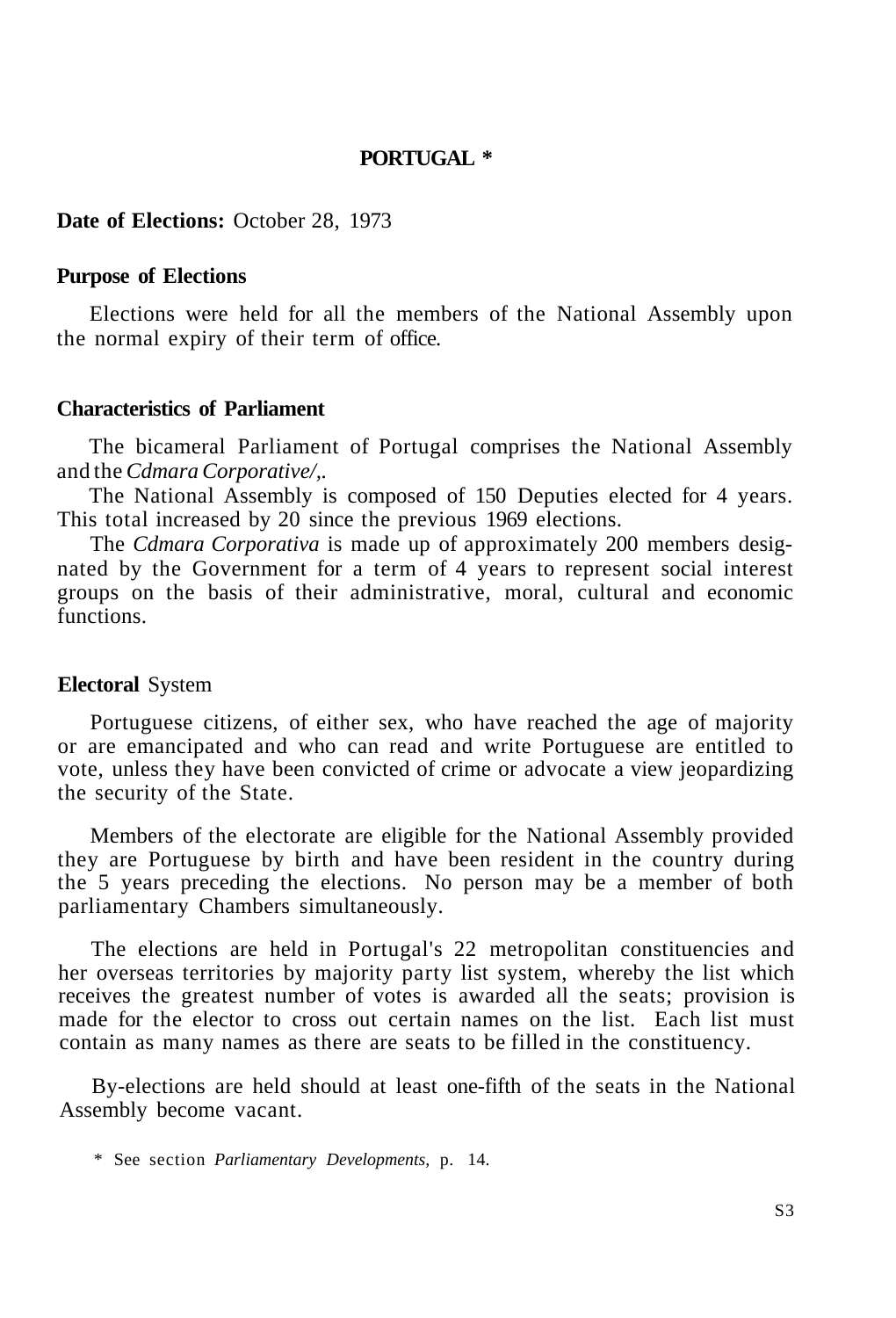# PORTUGAL *

**Date of Elections:** October 28, 1973

## Purpose of Elections

Elections were held for all the members of the National Assembly upon the normal expiry of their term of office.

## Characteristics of Parliament

The bicameral Parliament of Portugal comprises the National Assembly and the *Cdmara Corporative/,.*

The National Assembly is composed of 150 Deputies elected for 4 years. This total increased by 20 since the previous 1969 elections.

The *Cdmara Corporativa* is made up of approximately 200 members designated by the Government for a term of 4 years to represent social interest groups on the basis of their administrative, moral, cultural and economic functions.

## Electoral System

Portuguese citizens, of either sex, who have reached the age of majority or are emancipated and who can read and write Portuguese are entitled to vote, unless they have been convicted of crime or advocate a view jeopardizing the security of the State.

Members of the electorate are eligible for the National Assembly provided they are Portuguese by birth and have been resident in the country during the 5 years preceding the elections. No person may be a member of both parliamentary Chambers simultaneously.

The elections are held in Portugal's 22 metropolitan constituencies and her overseas territories by majority party list system, whereby the list which receives the greatest number of votes is awarded all the seats; provision is made for the elector to cross out certain names on the list. Each list must contain as many names as there are seats to be filled in the constituency.

By-elections are held should at least one-fifth of the seats in the National Assembly become vacant.

\* See section *Parliamentary Developments,* p. 14.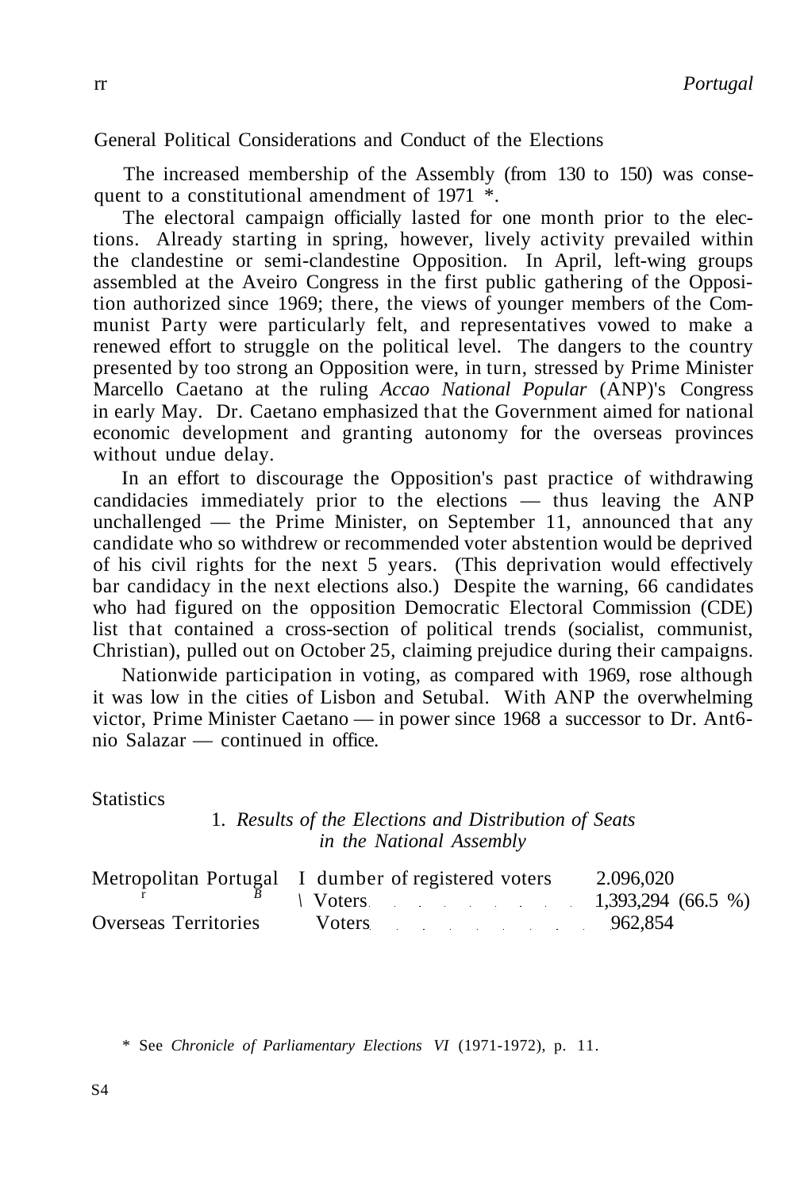General Political Considerations and Conduct of the Elections

The increased membership of the Assembly (from 130 to 150) was consequent to a constitutional amendment of 1971 *.

The electoral campaign officially lasted for one month prior to the elections. Already starting in spring, however, lively activity prevailed within the clandestine or semi-clandestine Opposition. In April, left-wing groups assembled at the Aveiro Congress in the first public gathering of the Opposition authorized since 1969; there, the views of younger members of the Communist Party were particularly felt, and representatives vowed to make a renewed effort to struggle on the political level. The dangers to the country presented by too strong an Opposition were, in turn, stressed by Prime Minister Marcello Caetano at the ruling *Accao National Popular* (ANP)'s Congress in early May. Dr. Caetano emphasized that the Government aimed for national economic development and granting autonomy for the overseas provinces without undue delay.

In an effort to discourage the Opposition's past practice of withdrawing candidacies immediately prior to the elections — thus leaving the ANP unchallenged — the Prime Minister, on September 11, announced that any candidate who so withdrew or recommended voter abstention would be deprived of his civil rights for the next 5 years. (This deprivation would effectively bar candidacy in the next elections also.) Despite the warning, 66 candidates who had figured on the opposition Democratic Electoral Commission (CDE) list that contained a cross-section of political trends (socialist, communist, Christian), pulled out on October 25, claiming prejudice during their campaigns.

Nationwide participation in voting, as compared with 1969, rose although it was low in the cities of Lisbon and Setubal. With ANP the overwhelming victor, Prime Minister Caetano — in power since 1968 a successor to Dr. António Salazar — continued in office.

Statistics

1. *Results of the Elections and Distribution of Seats in the National Assembly*

| | | |
|---|---|---|
| Metropolitan Portugal | Number of registered voters | 2.096,020 |
| | Voters | 1,393,294 (66.5 %) |
| Overseas Territories | Voters | 962,854 |

\* See *Chronicle of Parliamentary Elections VI* (1971-1972), p. 11.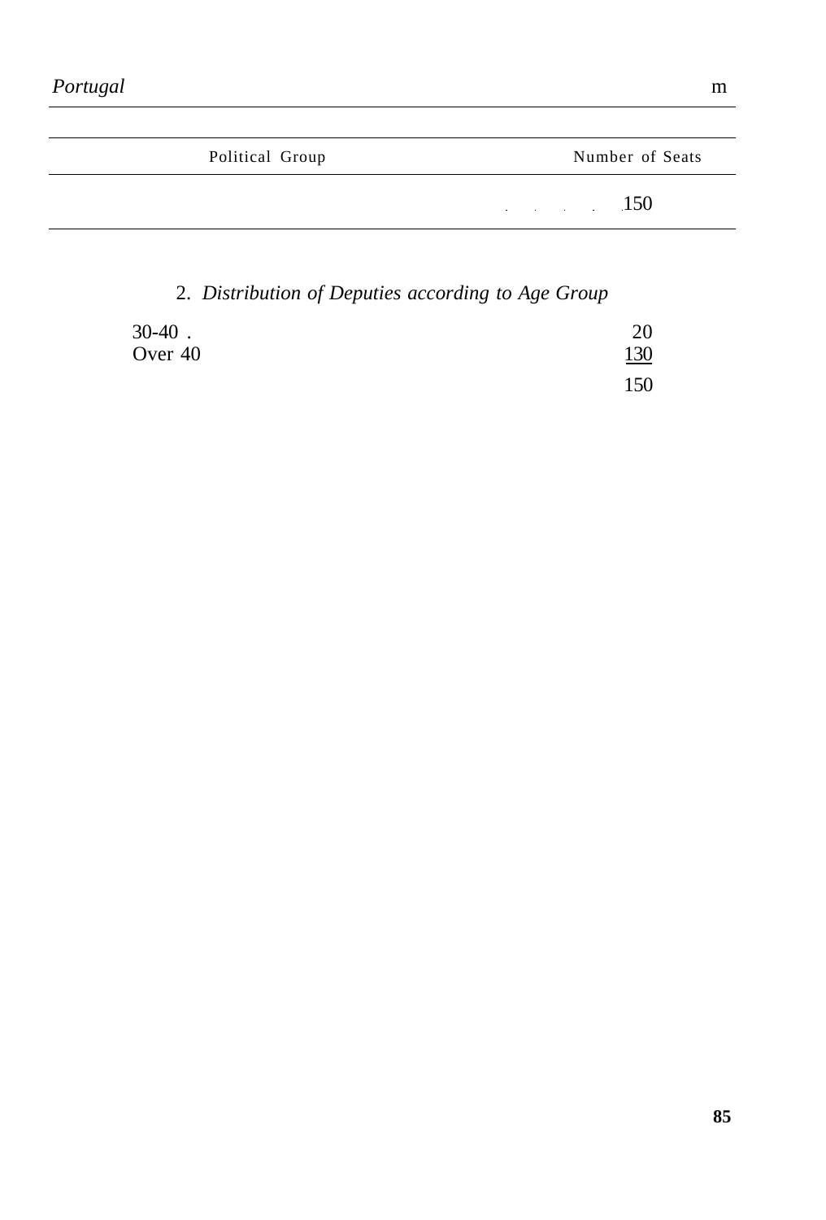| Political Group | Number of Seats |
|---|---|
| | 150 |

## 2. *Distribution of Deputies according to Age Group*

| | |
|---|---|
| 30-40 | 20 |
| Over 40 | 130 |
| | 150 |